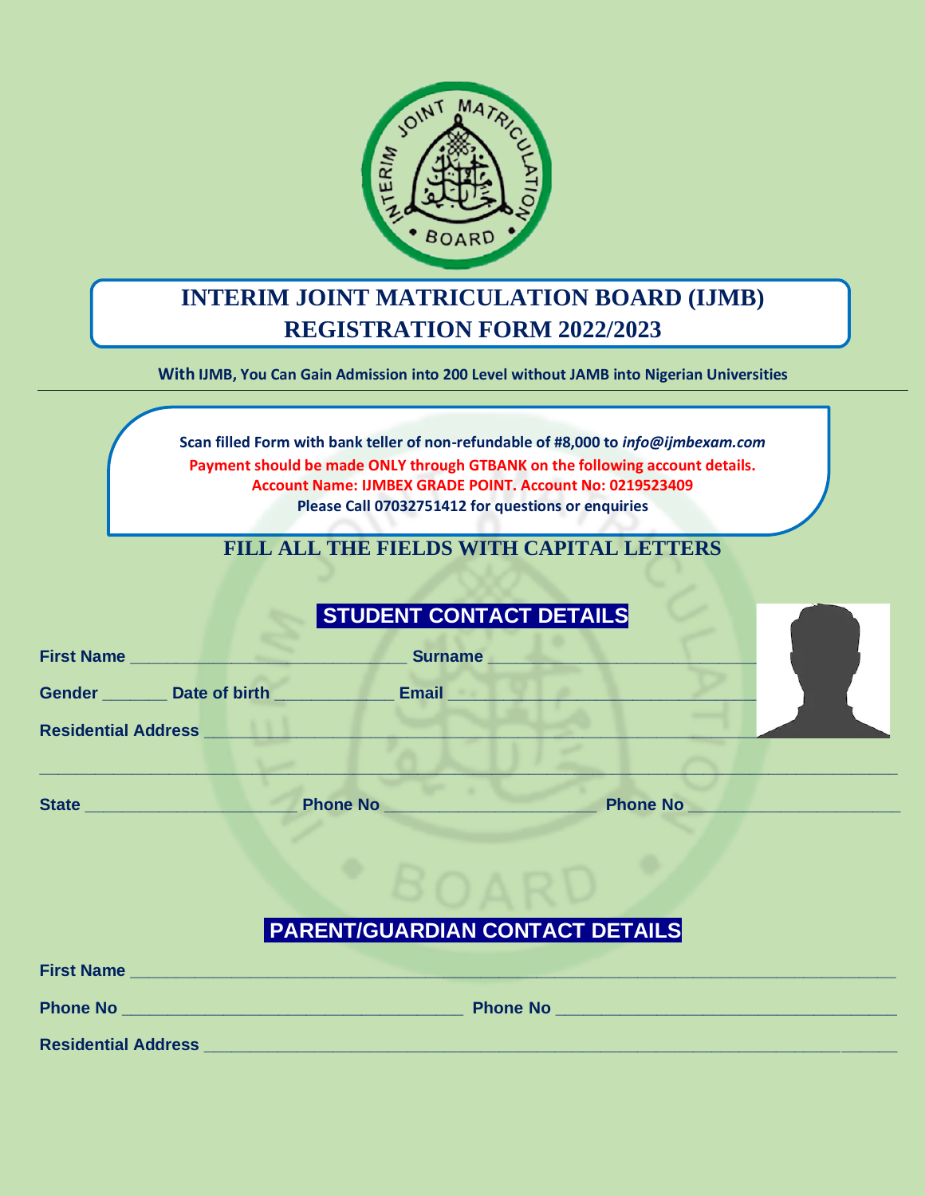# INTERIM JOINT MATRICULATION BOARD (IJMB)
# REGISTRATION FORM 2022/2023

**With IJMB, You Can Gain Admission into 200 Level without JAMB into Nigerian Universities**

---

**Scan filled Form with bank teller of non-refundable of #8,000 to *info@ijmbexam.com***

**Payment should be made ONLY through GTBANK on the following account details.**

**Account Name: IJMBEX GRADE POINT. Account No: 0219523409**

**Please Call 07032751412 for questions or enquiries**

**FILL ALL THE FIELDS WITH CAPITAL LETTERS**

## STUDENT CONTACT DETAILS

**First Name** ______________________________ **Surname** ______________________________

**Gender** _______ **Date of birth** _____________ **Email** ______________________________

**Residential Address** ______________________________________________________________

______________________________________________________________________________

**State** ______________________ **Phone No** ______________________ **Phone No** ______________________

## PARENT/GUARDIAN CONTACT DETAILS

**First Name** ______________________________________________________________________

**Phone No** ___________________________________ **Phone No** ___________________________________

**Residential Address** ______________________________________________________________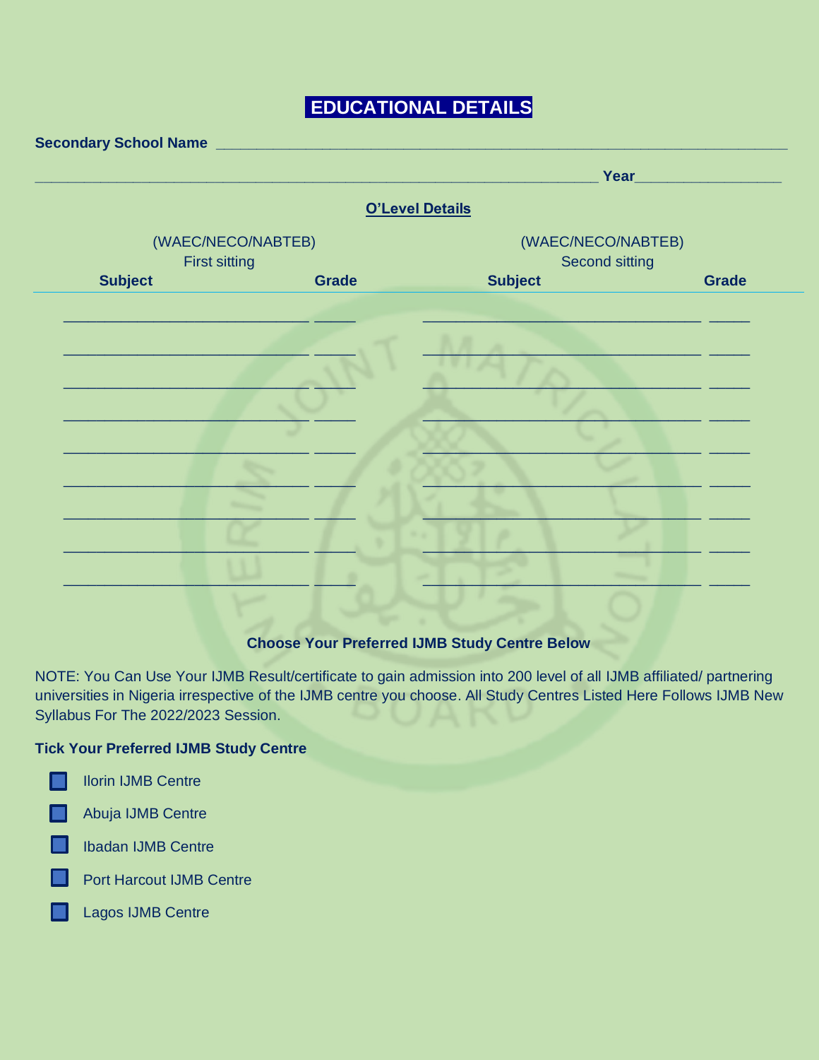## EDUCATIONAL DETAILS

**Secondary School Name** ______________________________________________________________________

______________________________________________________________________ **Year**________________

### O'Level Details

| (WAEC/NECO/NABTEB) First sitting | | (WAEC/NECO/NABTEB) Second sitting | |
|---|---|---|---|
| **Subject** | **Grade** | **Subject** | **Grade** |
| | | | |
| | | | |
| | | | |
| | | | |
| | | | |
| | | | |
| | | | |
| | | | |
| | | | |

**Choose Your Preferred IJMB Study Centre Below**

NOTE: You Can Use Your IJMB Result/certificate to gain admission into 200 level of all IJMB affiliated/ partnering universities in Nigeria irrespective of the IJMB centre you choose. All Study Centres Listed Here Follows IJMB New Syllabus For The 2022/2023 Session.

**Tick Your Preferred IJMB Study Centre**

- ☐ Ilorin IJMB Centre
- ☐ Abuja IJMB Centre
- ☐ Ibadan IJMB Centre
- ☐ Port Harcout IJMB Centre
- ☐ Lagos IJMB Centre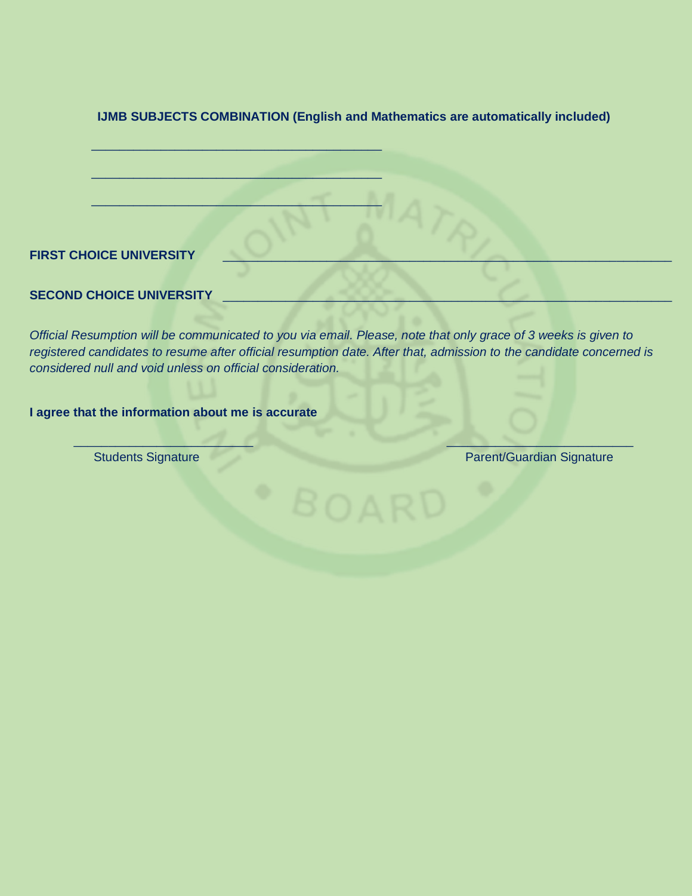**IJMB SUBJECTS COMBINATION (English and Mathematics are automatically included)**

\_\_\_\_\_\_\_\_\_\_\_\_\_\_\_\_\_\_\_\_\_\_\_\_\_\_\_\_\_\_\_\_\_\_\_\_\_\_\_\_

\_\_\_\_\_\_\_\_\_\_\_\_\_\_\_\_\_\_\_\_\_\_\_\_\_\_\_\_\_\_\_\_\_\_\_\_\_\_\_\_

\_\_\_\_\_\_\_\_\_\_\_\_\_\_\_\_\_\_\_\_\_\_\_\_\_\_\_\_\_\_\_\_\_\_\_\_\_\_\_\_

**FIRST CHOICE UNIVERSITY** \_\_\_\_\_\_\_\_\_\_\_\_\_\_\_\_\_\_\_\_\_\_\_\_\_\_\_\_\_\_\_\_\_\_\_\_\_\_\_\_\_\_\_\_\_\_\_\_\_\_\_\_\_\_\_\_\_\_\_\_

**SECOND CHOICE UNIVERSITY** \_\_\_\_\_\_\_\_\_\_\_\_\_\_\_\_\_\_\_\_\_\_\_\_\_\_\_\_\_\_\_\_\_\_\_\_\_\_\_\_\_\_\_\_\_\_\_\_\_\_\_\_\_\_\_\_\_\_\_\_

*Official Resumption will be communicated to you via email. Please, note that only grace of 3 weeks is given to registered candidates to resume after official resumption date. After that, admission to the candidate concerned is considered null and void unless on official consideration.*

**I agree that the information about me is accurate**

\_\_\_\_\_\_\_\_\_\_\_\_\_\_\_\_\_\_\_\_\_\_\_\_\_\_ \_\_\_\_\_\_\_\_\_\_\_\_\_\_\_\_\_\_\_\_\_\_\_\_\_\_\_

Students Signature Parent/Guardian Signature